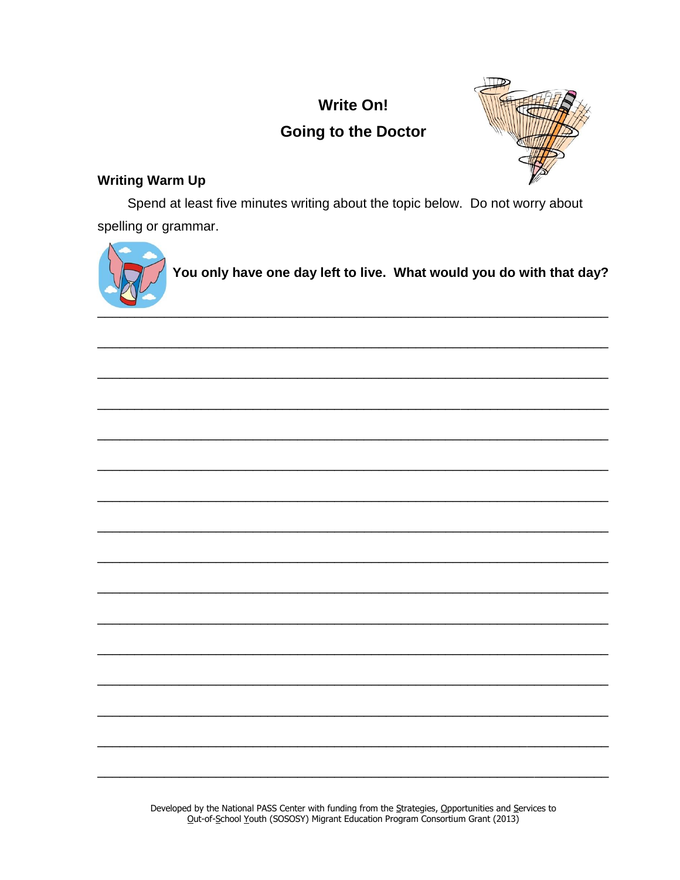# Write On!

## Going to the Doctor

### Writing Warm Up

Spend at least five minutes writing about the topic below. Do not worry about spelling or grammar.

**You only have one day left to live. What would you do with that day?**

_______________________________________________________________________________

_______________________________________________________________________________

_______________________________________________________________________________

_______________________________________________________________________________

_______________________________________________________________________________

_______________________________________________________________________________

_______________________________________________________________________________

_______________________________________________________________________________

_______________________________________________________________________________

_______________________________________________________________________________

_______________________________________________________________________________

_______________________________________________________________________________

_______________________________________________________________________________

_______________________________________________________________________________

_______________________________________________________________________________

_______________________________________________________________________________

Developed by the National PASS Center with funding from the Strategies, Opportunities and Services to Out-of-School Youth (SOSOSY) Migrant Education Program Consortium Grant (2013)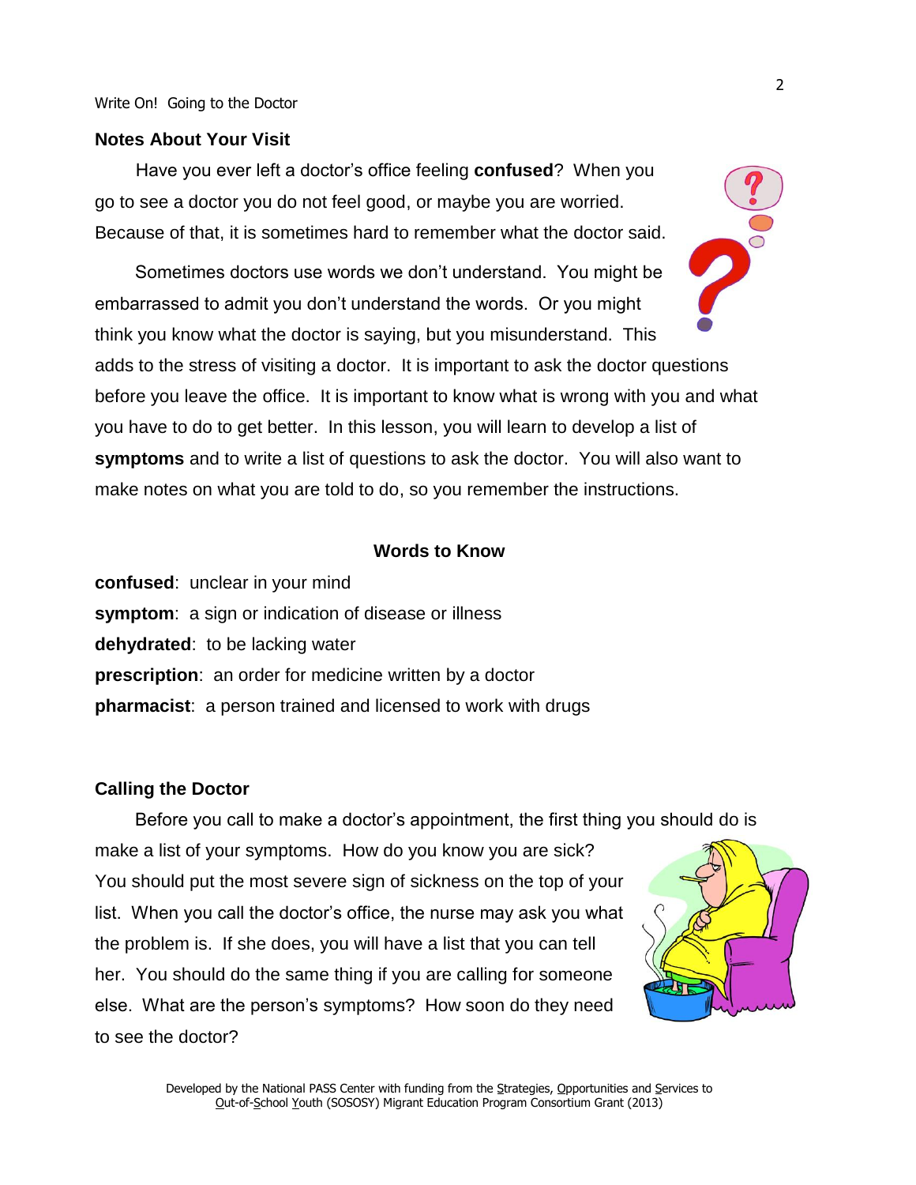## Notes About Your Visit

Have you ever left a doctor's office feeling **confused**? When you go to see a doctor you do not feel good, or maybe you are worried. Because of that, it is sometimes hard to remember what the doctor said.

Sometimes doctors use words we don't understand. You might be embarrassed to admit you don't understand the words. Or you might think you know what the doctor is saying, but you misunderstand. This adds to the stress of visiting a doctor. It is important to ask the doctor questions before you leave the office. It is important to know what is wrong with you and what you have to do to get better. In this lesson, you will learn to develop a list of **symptoms** and to write a list of questions to ask the doctor. You will also want to make notes on what you are told to do, so you remember the instructions.

### Words to Know

**confused**: unclear in your mind
**symptom**: a sign or indication of disease or illness
**dehydrated**: to be lacking water
**prescription**: an order for medicine written by a doctor
**pharmacist**: a person trained and licensed to work with drugs

## Calling the Doctor

Before you call to make a doctor's appointment, the first thing you should do is make a list of your symptoms. How do you know you are sick? You should put the most severe sign of sickness on the top of your list. When you call the doctor's office, the nurse may ask you what the problem is. If she does, you will have a list that you can tell her. You should do the same thing if you are calling for someone else. What are the person's symptoms? How soon do they need to see the doctor?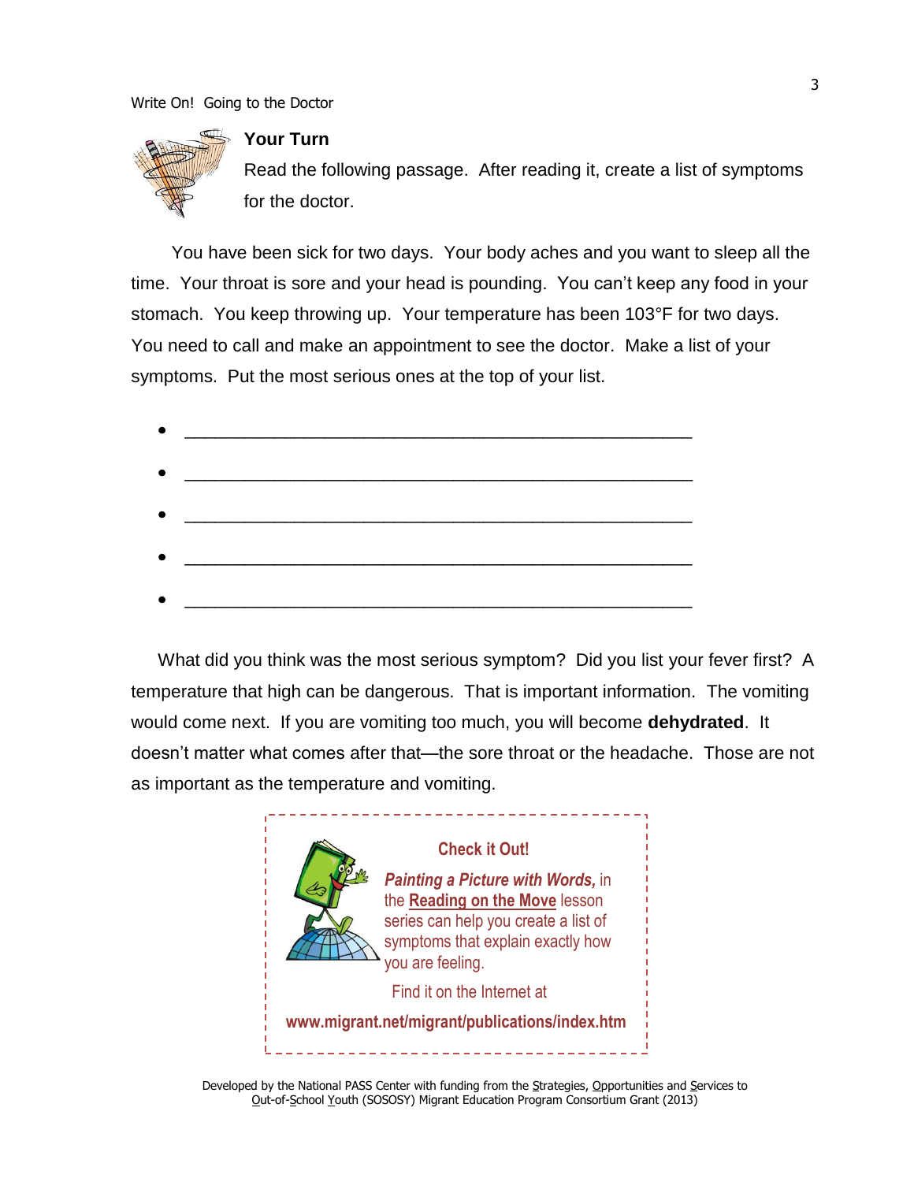### Your Turn

Read the following passage. After reading it, create a list of symptoms for the doctor.

You have been sick for two days. Your body aches and you want to sleep all the time. Your throat is sore and your head is pounding. You can't keep any food in your stomach. You keep throwing up. Your temperature has been 103°F for two days. You need to call and make an appointment to see the doctor. Make a list of your symptoms. Put the most serious ones at the top of your list.

- ______________________________________________
- ______________________________________________
- ______________________________________________
- ______________________________________________
- ______________________________________________

What did you think was the most serious symptom? Did you list your fever first? A temperature that high can be dangerous. That is important information. The vomiting would come next. If you are vomiting too much, you will become **dehydrated**. It doesn't matter what comes after that—the sore throat or the headache. Those are not as important as the temperature and vomiting.

**Check it Out!**

***Painting a Picture with Words,*** in the **Reading on the Move** lesson series can help you create a list of symptoms that explain exactly how you are feeling.

Find it on the Internet at

**www.migrant.net/migrant/publications/index.htm**

Developed by the National PASS Center with funding from the Strategies, Opportunities and Services to Out-of-School Youth (SOSOSY) Migrant Education Program Consortium Grant (2013)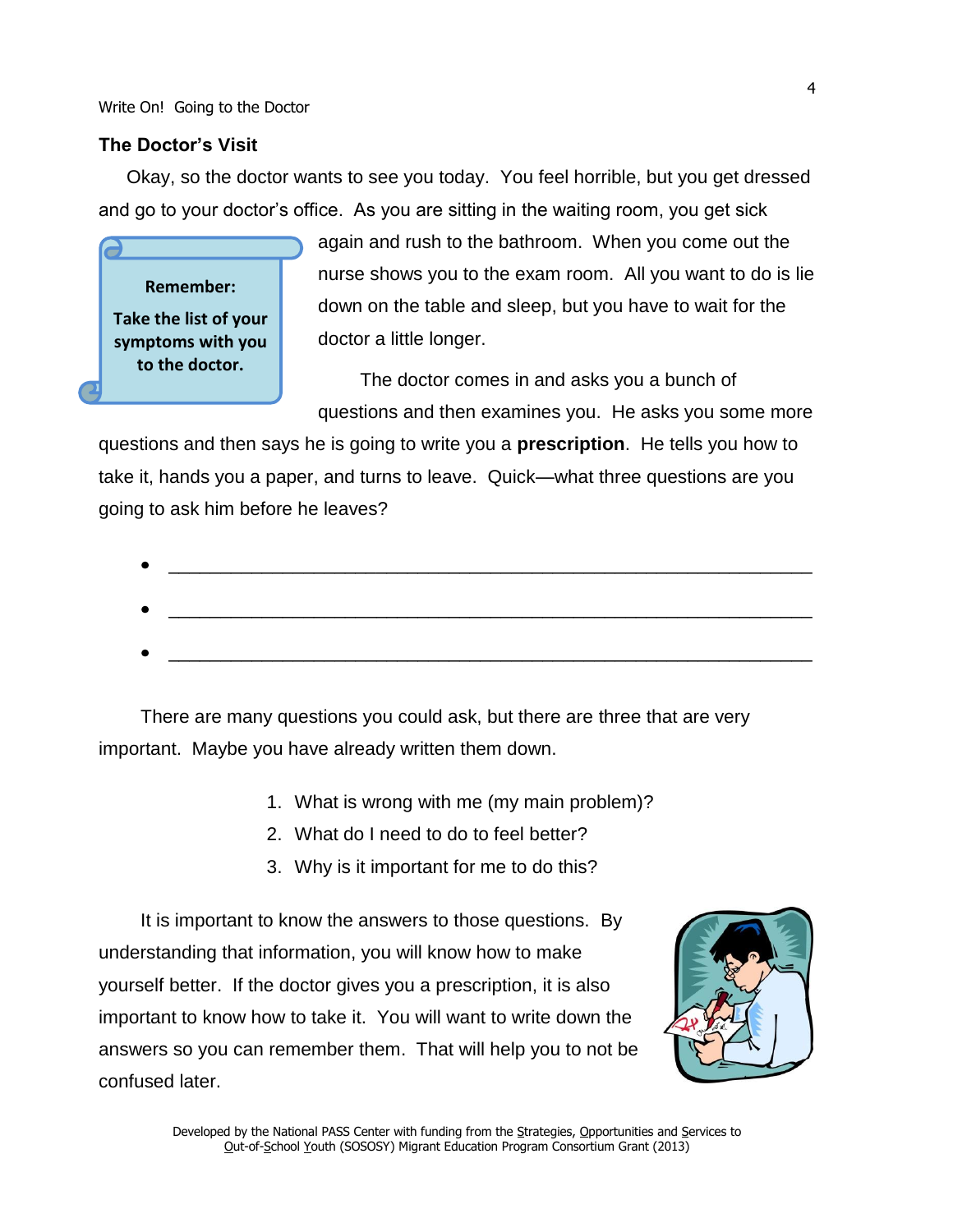## The Doctor's Visit

Okay, so the doctor wants to see you today. You feel horrible, but you get dressed and go to your doctor's office. As you are sitting in the waiting room, you get sick again and rush to the bathroom. When you come out the nurse shows you to the exam room. All you want to do is lie down on the table and sleep, but you have to wait for the doctor a little longer.

> **Remember:**
>
> **Take the list of your symptoms with you to the doctor.**

The doctor comes in and asks you a bunch of questions and then examines you. He asks you some more questions and then says he is going to write you a **prescription**. He tells you how to take it, hands you a paper, and turns to leave. Quick—what three questions are you going to ask him before he leaves?

- ____________________________________________________________
- ____________________________________________________________
- ____________________________________________________________

There are many questions you could ask, but there are three that are very important. Maybe you have already written them down.

1. What is wrong with me (my main problem)?
2. What do I need to do to feel better?
3. Why is it important for me to do this?

It is important to know the answers to those questions. By understanding that information, you will know how to make yourself better. If the doctor gives you a prescription, it is also important to know how to take it. You will want to write down the answers so you can remember them. That will help you to not be confused later.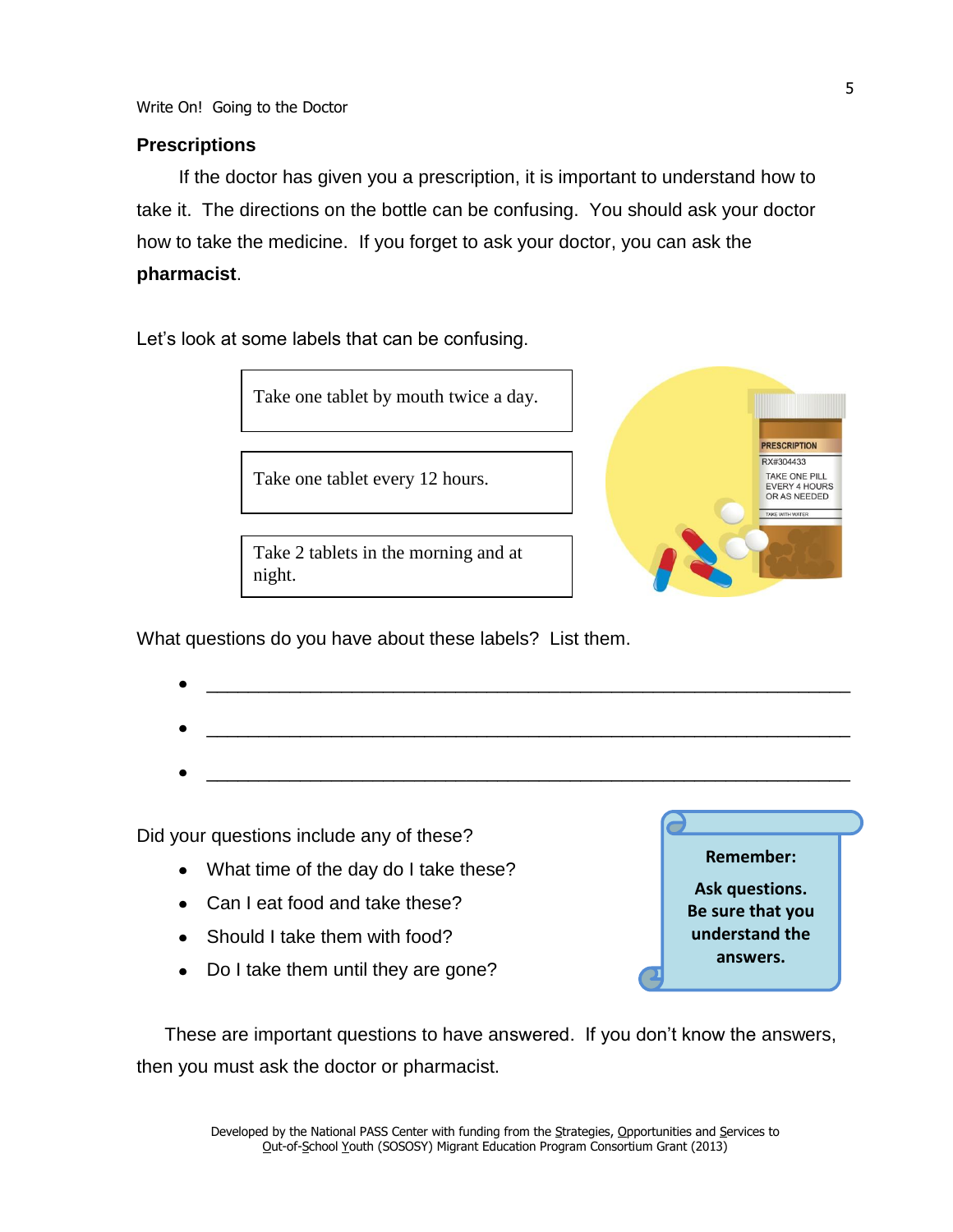## Prescriptions

If the doctor has given you a prescription, it is important to understand how to take it. The directions on the bottle can be confusing. You should ask your doctor how to take the medicine. If you forget to ask your doctor, you can ask the **pharmacist**.

Let's look at some labels that can be confusing.

| Take one tablet by mouth twice a day. |
|---|
| Take one tablet every 12 hours. |
| Take 2 tablets in the morning and at night. |

PRESCRIPTION
RX#304433
TAKE ONE PILL EVERY 4 HOURS OR AS NEEDED
TAKE WITH WATER

What questions do you have about these labels? List them.

- ____________________________________________________________
- ____________________________________________________________
- ____________________________________________________________

Did your questions include any of these?

- What time of the day do I take these?
- Can I eat food and take these?
- Should I take them with food?
- Do I take them until they are gone?

**Remember:**

**Ask questions. Be sure that you understand the answers.**

These are important questions to have answered. If you don't know the answers, then you must ask the doctor or pharmacist.

Developed by the National PASS Center with funding from the Strategies, Opportunities and Services to Out-of-School Youth (SOSOSY) Migrant Education Program Consortium Grant (2013)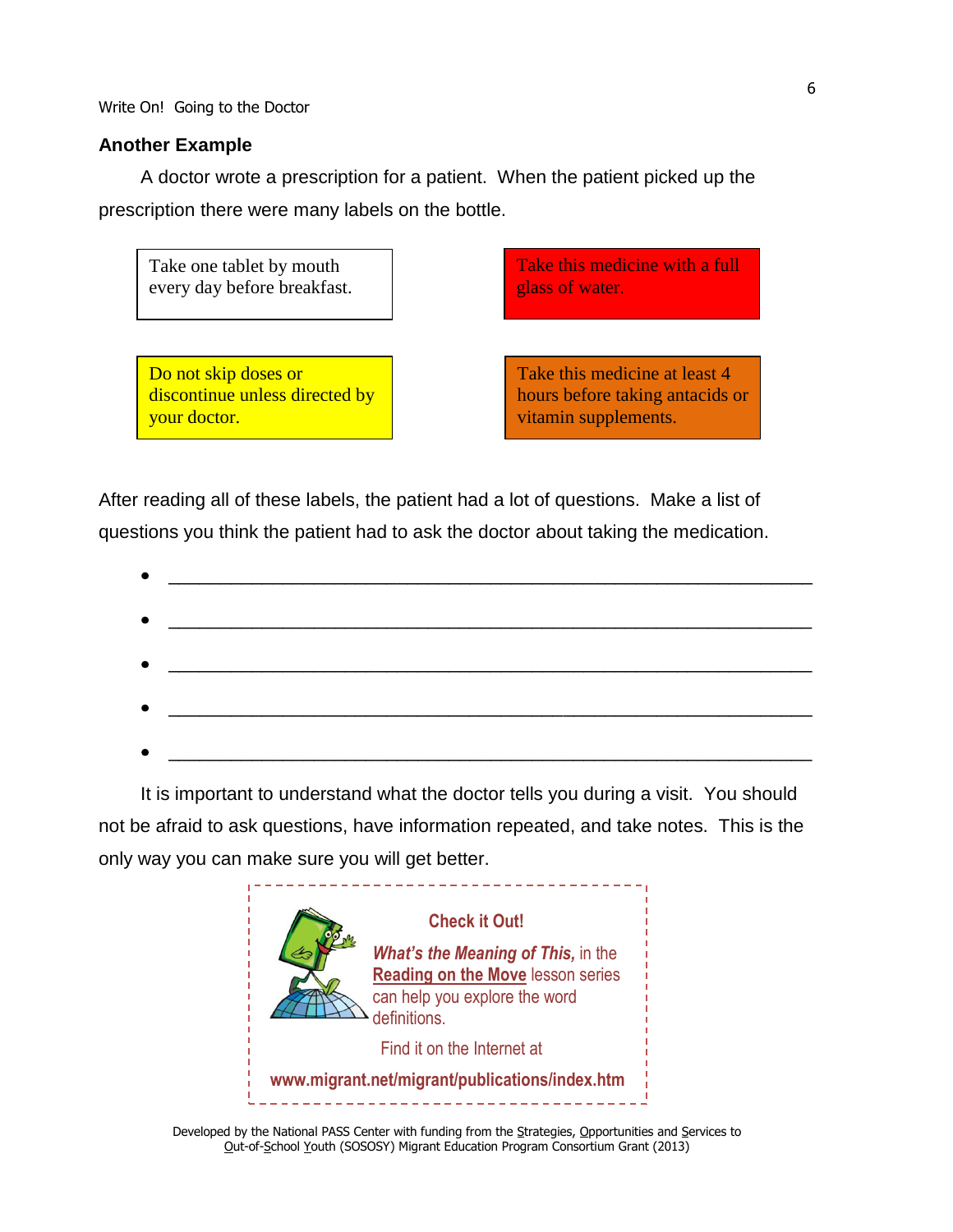## Another Example

A doctor wrote a prescription for a patient. When the patient picked up the prescription there were many labels on the bottle.

Take one tablet by mouth every day before breakfast.

Take this medicine with a full glass of water.

Do not skip doses or discontinue unless directed by your doctor.

Take this medicine at least 4 hours before taking antacids or vitamin supplements.

After reading all of these labels, the patient had a lot of questions. Make a list of questions you think the patient had to ask the doctor about taking the medication.

- ____________________________________________________________
- ____________________________________________________________
- ____________________________________________________________
- ____________________________________________________________
- ____________________________________________________________

It is important to understand what the doctor tells you during a visit. You should not be afraid to ask questions, have information repeated, and take notes. This is the only way you can make sure you will get better.

**Check it Out!**

***What's the Meaning of This,*** in the **Reading on the Move** lesson series can help you explore the word definitions.

Find it on the Internet at

**www.migrant.net/migrant/publications/index.htm**

Developed by the National PASS Center with funding from the Strategies, Opportunities and Services to Out-of-School Youth (SOSOSY) Migrant Education Program Consortium Grant (2013)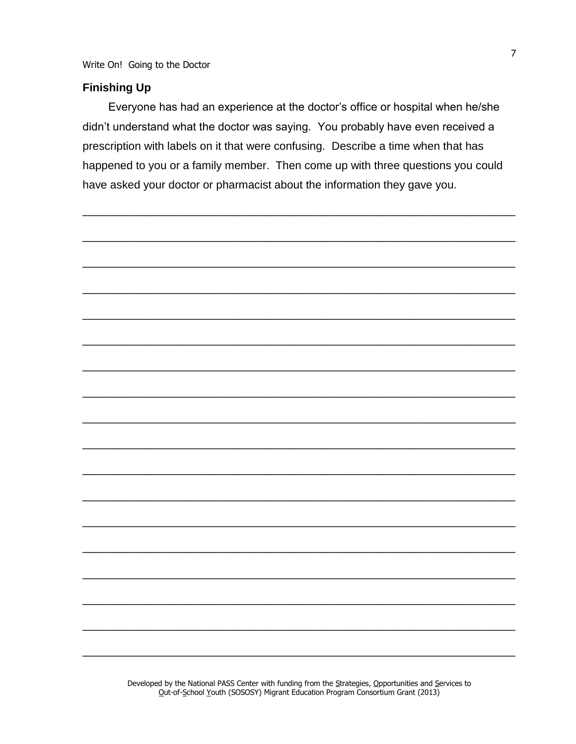## Finishing Up

Everyone has had an experience at the doctor's office or hospital when he/she didn't understand what the doctor was saying. You probably have even received a prescription with labels on it that were confusing. Describe a time when that has happened to you or a family member. Then come up with three questions you could have asked your doctor or pharmacist about the information they gave you.

______________________________________________________________________

______________________________________________________________________

______________________________________________________________________

______________________________________________________________________

______________________________________________________________________

______________________________________________________________________

______________________________________________________________________

______________________________________________________________________

______________________________________________________________________

______________________________________________________________________

______________________________________________________________________

______________________________________________________________________

______________________________________________________________________

______________________________________________________________________

______________________________________________________________________

______________________________________________________________________

______________________________________________________________________

______________________________________________________________________

Developed by the National PASS Center with funding from the Strategies, Opportunities and Services to Out-of-School Youth (SOSOSY) Migrant Education Program Consortium Grant (2013)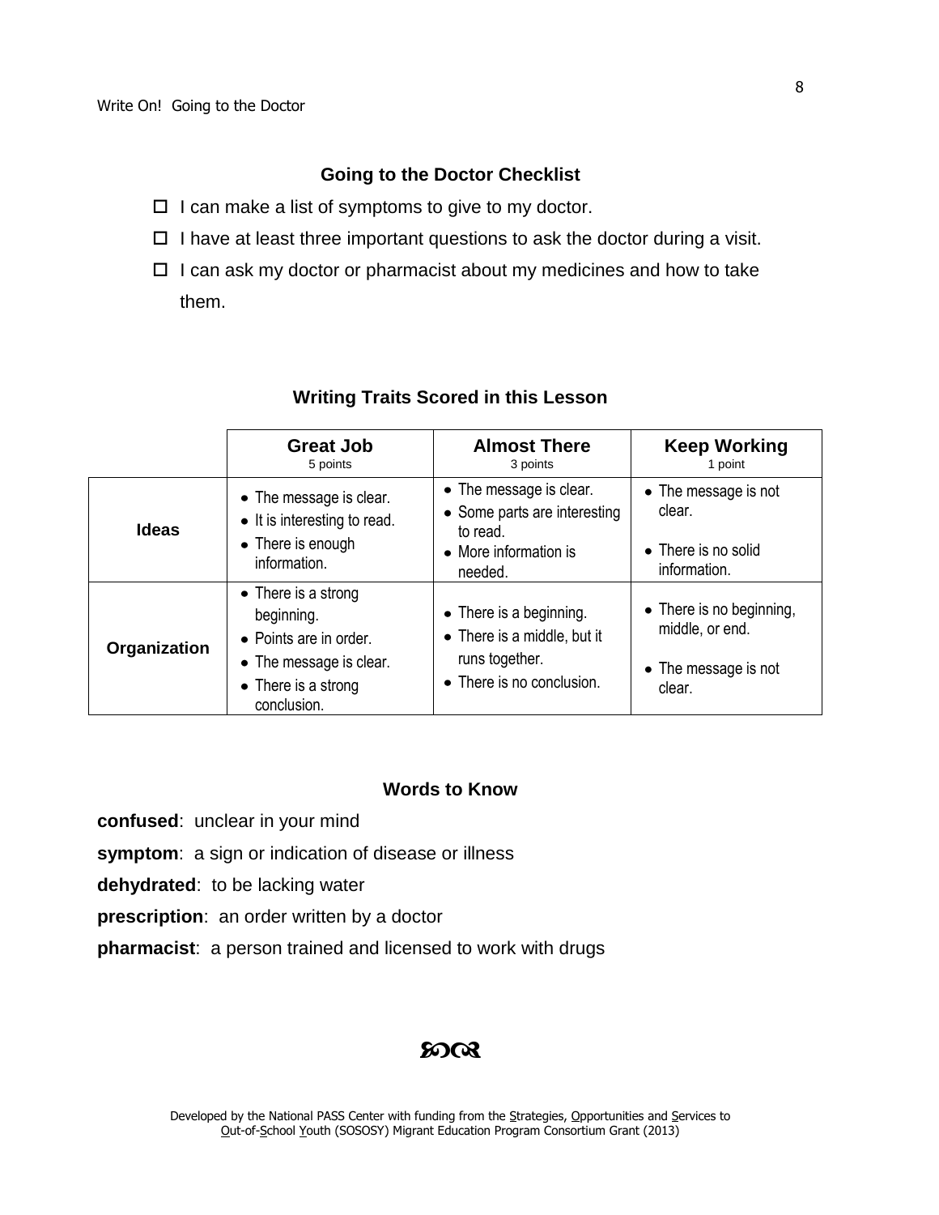## Going to the Doctor Checklist

- ☐ I can make a list of symptoms to give to my doctor.
- ☐ I have at least three important questions to ask the doctor during a visit.
- ☐ I can ask my doctor or pharmacist about my medicines and how to take them.

## Writing Traits Scored in this Lesson

| | Great Job<br>5 points | Almost There<br>3 points | Keep Working<br>1 point |
|---|---|---|---|
| **Ideas** | • The message is clear.<br>• It is interesting to read.<br>• There is enough information. | • The message is clear.<br>• Some parts are interesting to read.<br>• More information is needed. | • The message is not clear.<br>• There is no solid information. |
| **Organization** | • There is a strong beginning.<br>• Points are in order.<br>• The message is clear.<br>• There is a strong conclusion. | • There is a beginning.<br>• There is a middle, but it runs together.<br>• There is no conclusion. | • There is no beginning, middle, or end.<br>• The message is not clear. |

## Words to Know

**confused**: unclear in your mind

**symptom**: a sign or indication of disease or illness

**dehydrated**: to be lacking water

**prescription**: an order written by a doctor

**pharmacist**: a person trained and licensed to work with drugs

Developed by the National PASS Center with funding from the Strategies, Opportunities and Services to Out-of-School Youth (SOSOSY) Migrant Education Program Consortium Grant (2013)